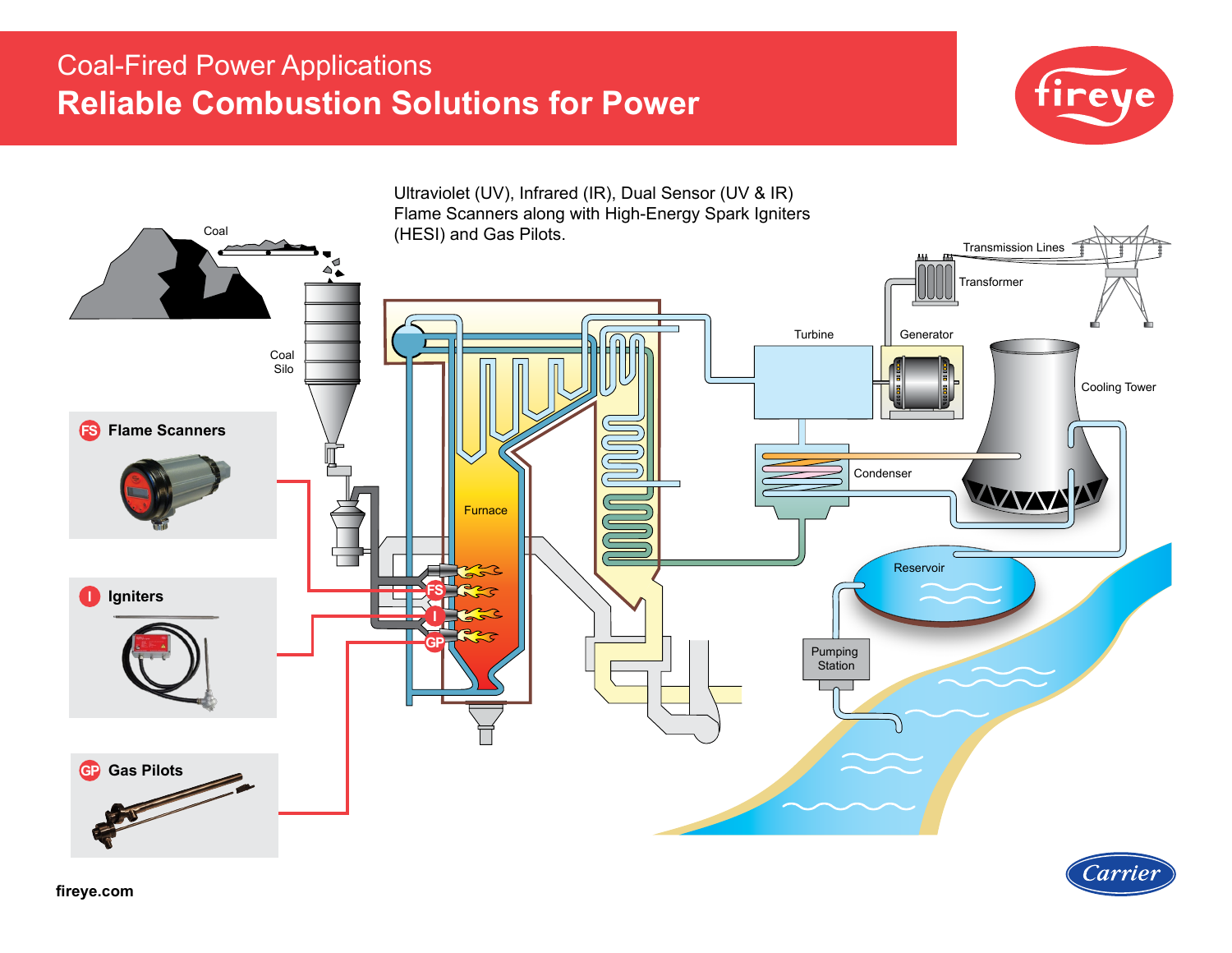# Coal-Fired Power Applications

## Reliable Combustion Solutions for Power

fireye

Ultraviolet (UV), Infrared (IR), Dual Sensor (UV & IR) Flame Scanners along with High-Energy Spark Igniters (HESI) and Gas Pilots.

Coal

Coal Silo

Transmission Lines

Transformer

Turbine

Generator

Cooling Tower

Condenser

Furnace

Reservoir

Pumping Station

**FS** **Flame Scanners**

**I** **Igniters**

**GP** **Gas Pilots**

fireye.com

Carrier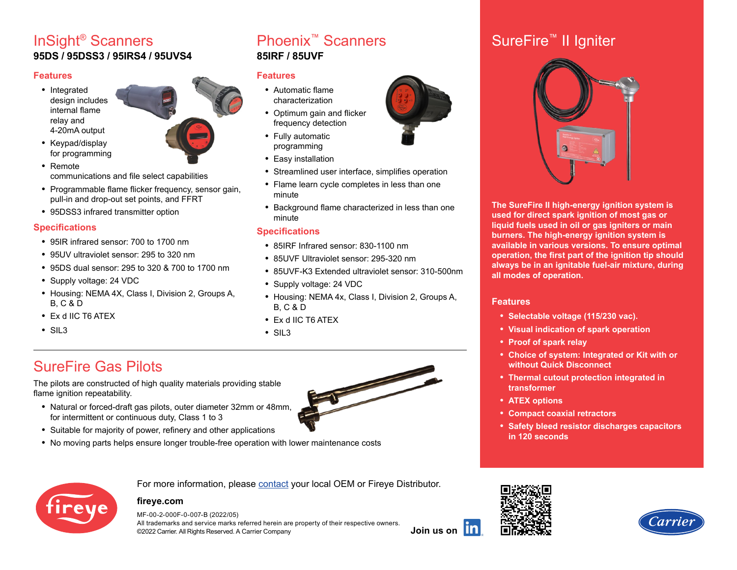## InSight® Scanners

### 95DS / 95DSS3 / 95IRS4 / 95UVS4

#### Features

- Integrated design includes internal flame relay and 4-20mA output
- Keypad/display for programming
- Remote communications and file select capabilities
- Programmable flame flicker frequency, sensor gain, pull-in and drop-out set points, and FFRT
- 95DSS3 infrared transmitter option

#### Specifications

- 95IR infrared sensor: 700 to 1700 nm
- 95UV ultraviolet sensor: 295 to 320 nm
- 95DS dual sensor: 295 to 320 & 700 to 1700 nm
- Supply voltage: 24 VDC
- Housing: NEMA 4X, Class I, Division 2, Groups A, B, C & D
- Ex d IIC T6 ATEX
- SIL3

## Phoenix™ Scanners

### 85IRF / 85UVF

#### Features

- Automatic flame characterization
- Optimum gain and flicker frequency detection
- Fully automatic programming
- Easy installation
- Streamlined user interface, simplifies operation
- Flame learn cycle completes in less than one minute
- Background flame characterized in less than one minute

#### Specifications

- 85IRF Infrared sensor: 830-1100 nm
- 85UVF Ultraviolet sensor: 295-320 nm
- 85UVF-K3 Extended ultraviolet sensor: 310-500nm
- Supply voltage: 24 VDC
- Housing: NEMA 4x, Class I, Division 2, Groups A, B, C & D
- Ex d IIC T6 ATEX
- SIL3

## SureFire Gas Pilots

The pilots are constructed of high quality materials providing stable flame ignition repeatability.

- Natural or forced-draft gas pilots, outer diameter 32mm or 48mm, for intermittent or continuous duty, Class 1 to 3
- Suitable for majority of power, refinery and other applications
- No moving parts helps ensure longer trouble-free operation with lower maintenance costs

## SureFire™ II Igniter

**The SureFire II high-energy ignition system is used for direct spark ignition of most gas or liquid fuels used in oil or gas igniters or main burners. The high-energy ignition system is available in various versions. To ensure optimal operation, the first part of the ignition tip should always be in an ignitable fuel-air mixture, during all modes of operation.**

#### Features

- **Selectable voltage (115/230 vac).**
- **Visual indication of spark operation**
- **Proof of spark relay**
- **Choice of system: Integrated or Kit with or without Quick Disconnect**
- **Thermal cutout protection integrated in transformer**
- **ATEX options**
- **Compact coaxial retractors**
- **Safety bleed resistor discharges capacitors in 120 seconds**

For more information, please contact your local OEM or Fireye Distributor.

**fireye.com**

MF-00-2-000F-0-007-B (2022/05)
All trademarks and service marks referred herein are property of their respective owners.
©2022 Carrier. All Rights Reserved. A Carrier Company

**Join us on**